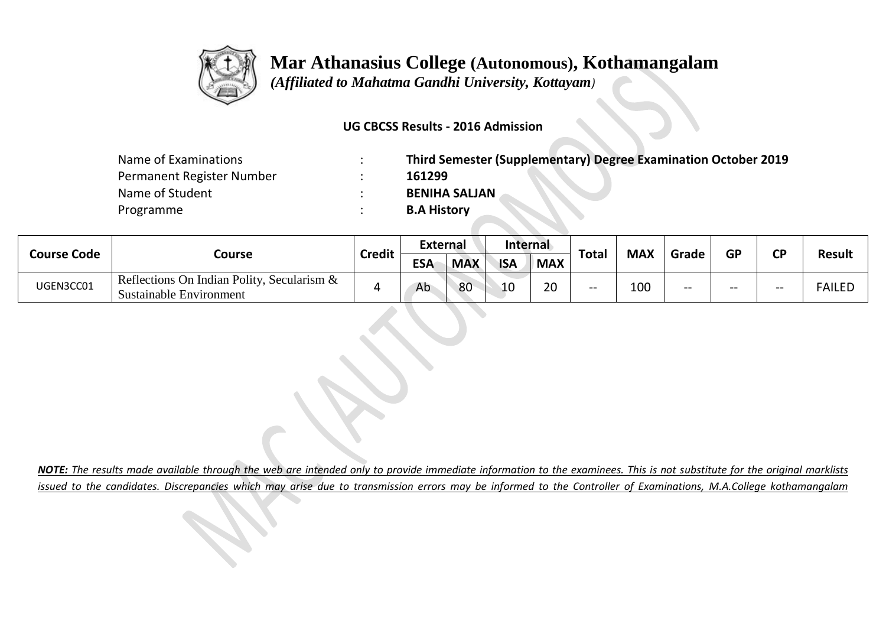# Mar Athanasius College (Autonomous), Kothamangalam

*(Affiliated to Mahatma Gandhi University, Kottayam)*

**UG CBCSS Results - 2016 Admission**

| | | |
|---|---|---|
| Name of Examinations | : | **Third Semester (Supplementary) Degree Examination October 2019** |
| Permanent Register Number | : | **161299** |
| Name of Student | : | **BENIHA SALJAN** |
| Programme | : | **B.A History** |

| Course Code | Course | Credit | External | | Internal | | Total | MAX | Grade | GP | CP | Result |
|---|---|---|---|---|---|---|---|---|---|---|---|---|
| | | | ESA | MAX | ISA | MAX | | | | | | |
| UGEN3CC01 | Reflections On Indian Polity, Secularism & Sustainable Environment | 4 | Ab | 80 | 10 | 20 | -- | 100 | -- | -- | -- | FAILED |

***NOTE:** The results made available through the web are intended only to provide immediate information to the examinees. This is not substitute for the original marklists issued to the candidates. Discrepancies which may arise due to transmission errors may be informed to the Controller of Examinations, M.A.College kothamangalam*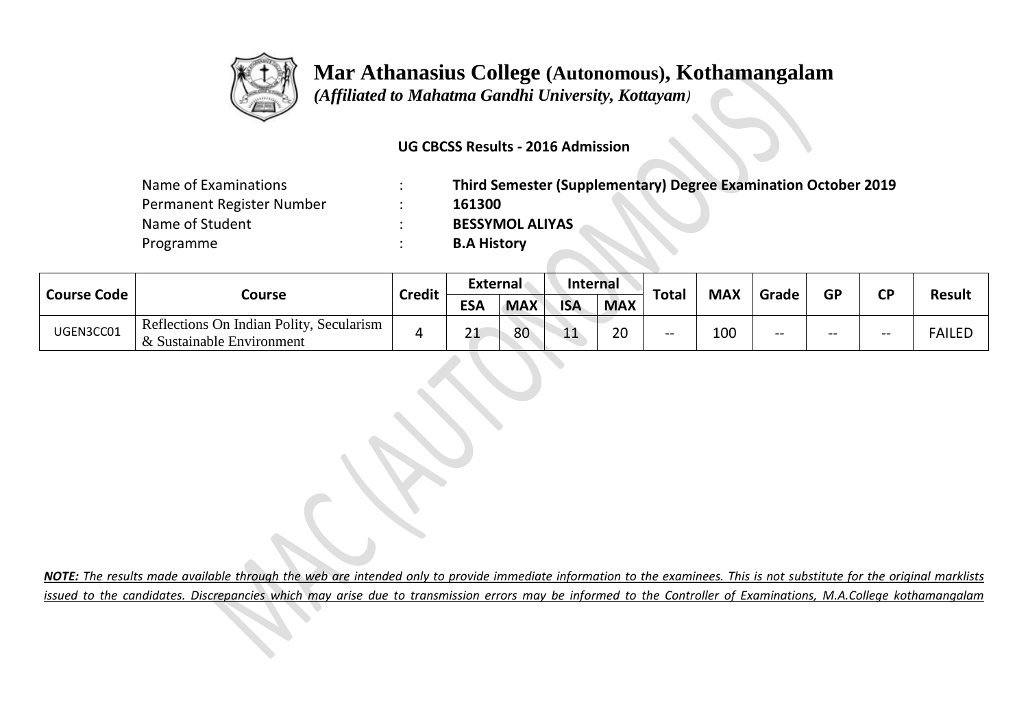# Mar Athanasius College (Autonomous), Kothamangalam

*(Affiliated to Mahatma Gandhi University, Kottayam)*

**UG CBCSS Results - 2016 Admission**

| | | |
|---|---|---|
| Name of Examinations | : | **Third Semester (Supplementary) Degree Examination October 2019** |
| Permanent Register Number | : | **161300** |
| Name of Student | : | **BESSYMOL ALIYAS** |
| Programme | : | **B.A History** |

| Course Code | Course | Credit | External | | Internal | | Total | MAX | Grade | GP | CP | Result |
|---|---|---|---|---|---|---|---|---|---|---|---|---|
| | | | ESA | MAX | ISA | MAX | | | | | | |
| UGEN3CC01 | Reflections On Indian Polity, Secularism & Sustainable Environment | 4 | 21 | 80 | 11 | 20 | -- | 100 | -- | -- | -- | FAILED |

***NOTE:** The results made available through the web are intended only to provide immediate information to the examinees. This is not substitute for the original marklists issued to the candidates. Discrepancies which may arise due to transmission errors may be informed to the Controller of Examinations, M.A.College kothamangalam*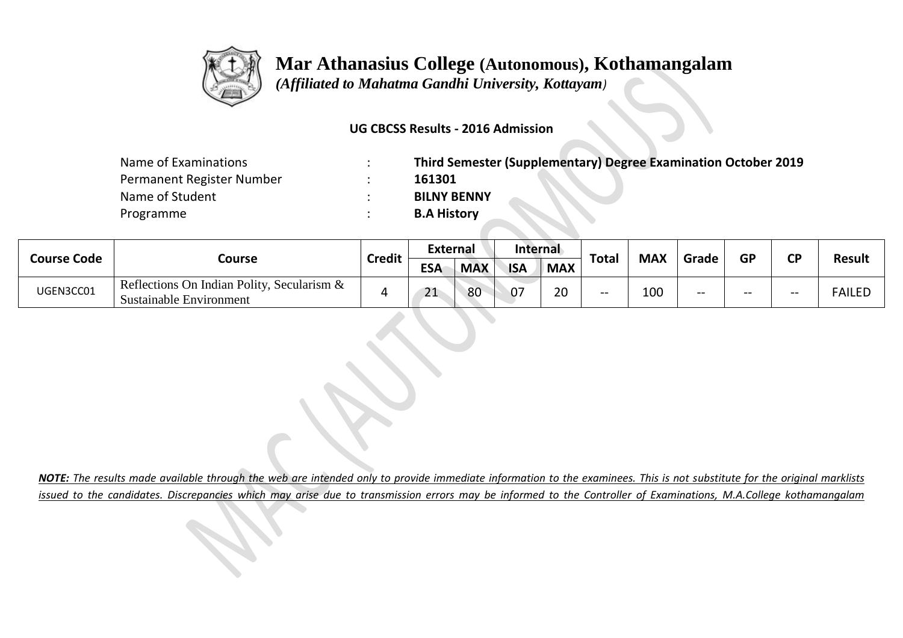# Mar Athanasius College (Autonomous), Kothamangalam

*(Affiliated to Mahatma Gandhi University, Kottayam)*

**UG CBCSS Results - 2016 Admission**

| | | |
|---|---|---|
| Name of Examinations | : | **Third Semester (Supplementary) Degree Examination October 2019** |
| Permanent Register Number | : | **161301** |
| Name of Student | : | **BILNY BENNY** |
| Programme | : | **B.A History** |

| Course Code | Course | Credit | External | | Internal | | Total | MAX | Grade | GP | CP | Result |
|---|---|---|---|---|---|---|---|---|---|---|---|---|
| | | | ESA | MAX | ISA | MAX | | | | | | |
| UGEN3CC01 | Reflections On Indian Polity, Secularism & Sustainable Environment | 4 | 21 | 80 | 07 | 20 | -- | 100 | -- | -- | -- | FAILED |

***NOTE:*** *The results made available through the web are intended only to provide immediate information to the examinees. This is not substitute for the original marklists issued to the candidates. Discrepancies which may arise due to transmission errors may be informed to the Controller of Examinations, M.A.College kothamangalam*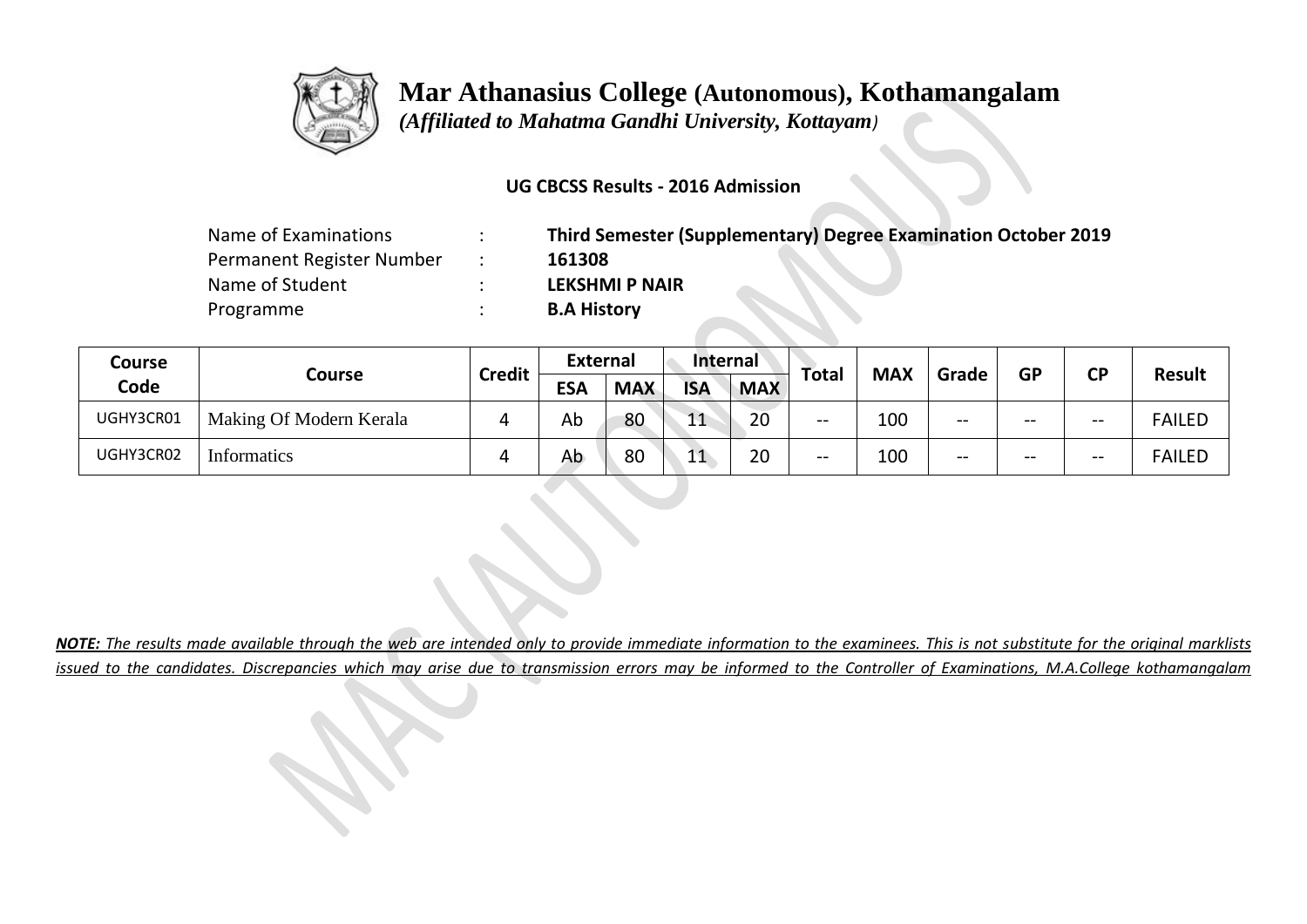# Mar Athanasius College (Autonomous), Kothamangalam

*(Affiliated to Mahatma Gandhi University, Kottayam)*

**UG CBCSS Results - 2016 Admission**

| | | |
|---|---|---|
| Name of Examinations | : | **Third Semester (Supplementary) Degree Examination October 2019** |
| Permanent Register Number | : | **161308** |
| Name of Student | : | **LEKSHMI P NAIR** |
| Programme | : | **B.A History** |

| Course Code | Course | Credit | External | | Internal | | Total | MAX | Grade | GP | CP | Result |
|---|---|---|---|---|---|---|---|---|---|---|---|---|
| | | | ESA | MAX | ISA | MAX | | | | | | |
| UGHY3CR01 | Making Of Modern Kerala | 4 | Ab | 80 | 11 | 20 | -- | 100 | -- | -- | -- | FAILED |
| UGHY3CR02 | Informatics | 4 | Ab | 80 | 11 | 20 | -- | 100 | -- | -- | -- | FAILED |

***NOTE:** The results made available through the web are intended only to provide immediate information to the examinees. This is not substitute for the original marklists issued to the candidates. Discrepancies which may arise due to transmission errors may be informed to the Controller of Examinations, M.A.College kothamangalam*